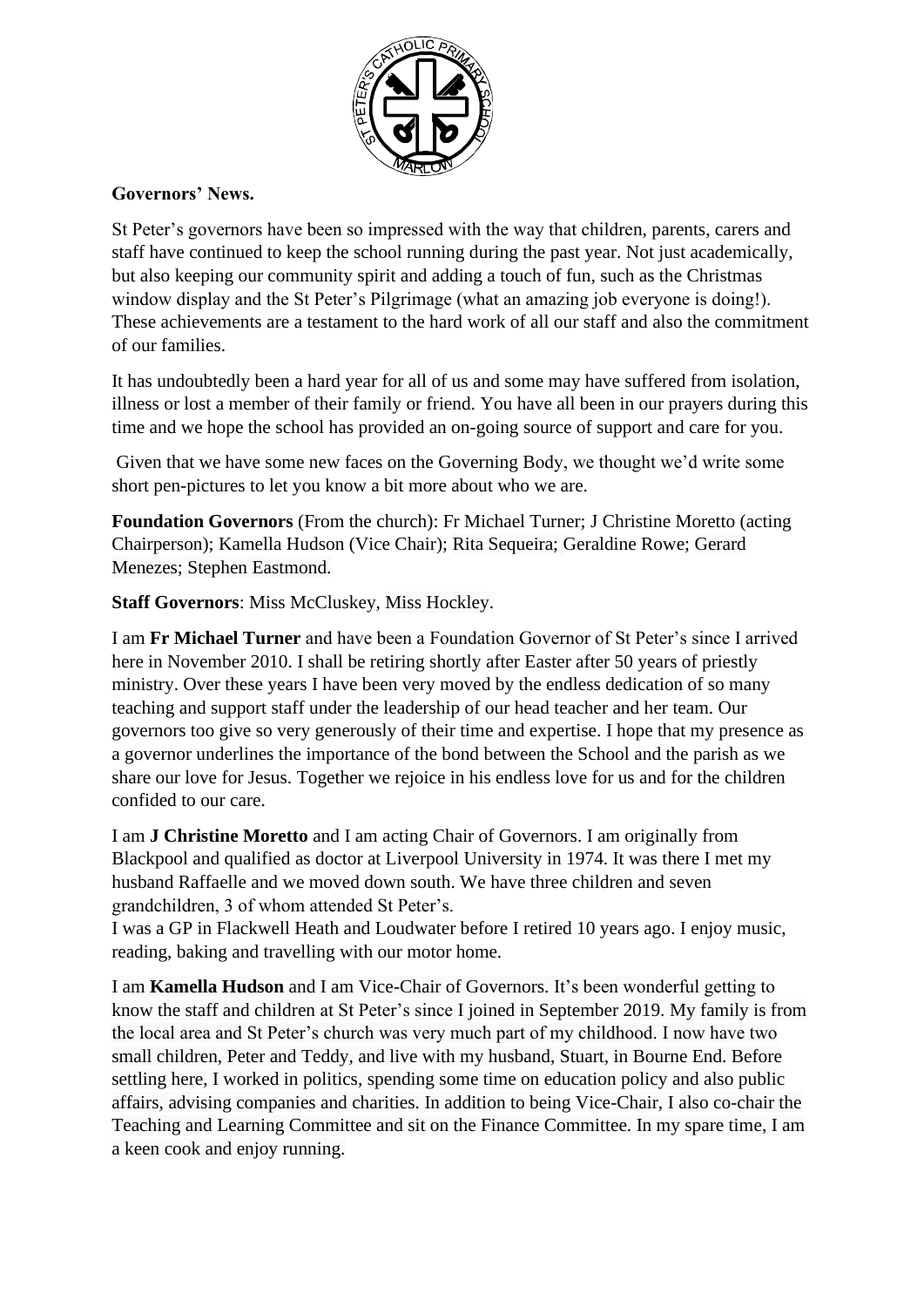**Governors' News.**

St Peter's governors have been so impressed with the way that children, parents, carers and staff have continued to keep the school running during the past year. Not just academically, but also keeping our community spirit and adding a touch of fun, such as the Christmas window display and the St Peter's Pilgrimage (what an amazing job everyone is doing!). These achievements are a testament to the hard work of all our staff and also the commitment of our families.

It has undoubtedly been a hard year for all of us and some may have suffered from isolation, illness or lost a member of their family or friend. You have all been in our prayers during this time and we hope the school has provided an on-going source of support and care for you.

Given that we have some new faces on the Governing Body, we thought we'd write some short pen-pictures to let you know a bit more about who we are.

**Foundation Governors** (From the church): Fr Michael Turner; J Christine Moretto (acting Chairperson); Kamella Hudson (Vice Chair); Rita Sequeira; Geraldine Rowe; Gerard Menezes; Stephen Eastmond.

**Staff Governors**: Miss McCluskey, Miss Hockley.

I am **Fr Michael Turner** and have been a Foundation Governor of St Peter's since I arrived here in November 2010. I shall be retiring shortly after Easter after 50 years of priestly ministry. Over these years I have been very moved by the endless dedication of so many teaching and support staff under the leadership of our head teacher and her team. Our governors too give so very generously of their time and expertise. I hope that my presence as a governor underlines the importance of the bond between the School and the parish as we share our love for Jesus. Together we rejoice in his endless love for us and for the children confided to our care.

I am **J Christine Moretto** and I am acting Chair of Governors. I am originally from Blackpool and qualified as doctor at Liverpool University in 1974. It was there I met my husband Raffaelle and we moved down south. We have three children and seven grandchildren, 3 of whom attended St Peter's.
I was a GP in Flackwell Heath and Loudwater before I retired 10 years ago. I enjoy music, reading, baking and travelling with our motor home.

I am **Kamella Hudson** and I am Vice-Chair of Governors. It's been wonderful getting to know the staff and children at St Peter's since I joined in September 2019. My family is from the local area and St Peter's church was very much part of my childhood. I now have two small children, Peter and Teddy, and live with my husband, Stuart, in Bourne End. Before settling here, I worked in politics, spending some time on education policy and also public affairs, advising companies and charities. In addition to being Vice-Chair, I also co-chair the Teaching and Learning Committee and sit on the Finance Committee. In my spare time, I am a keen cook and enjoy running.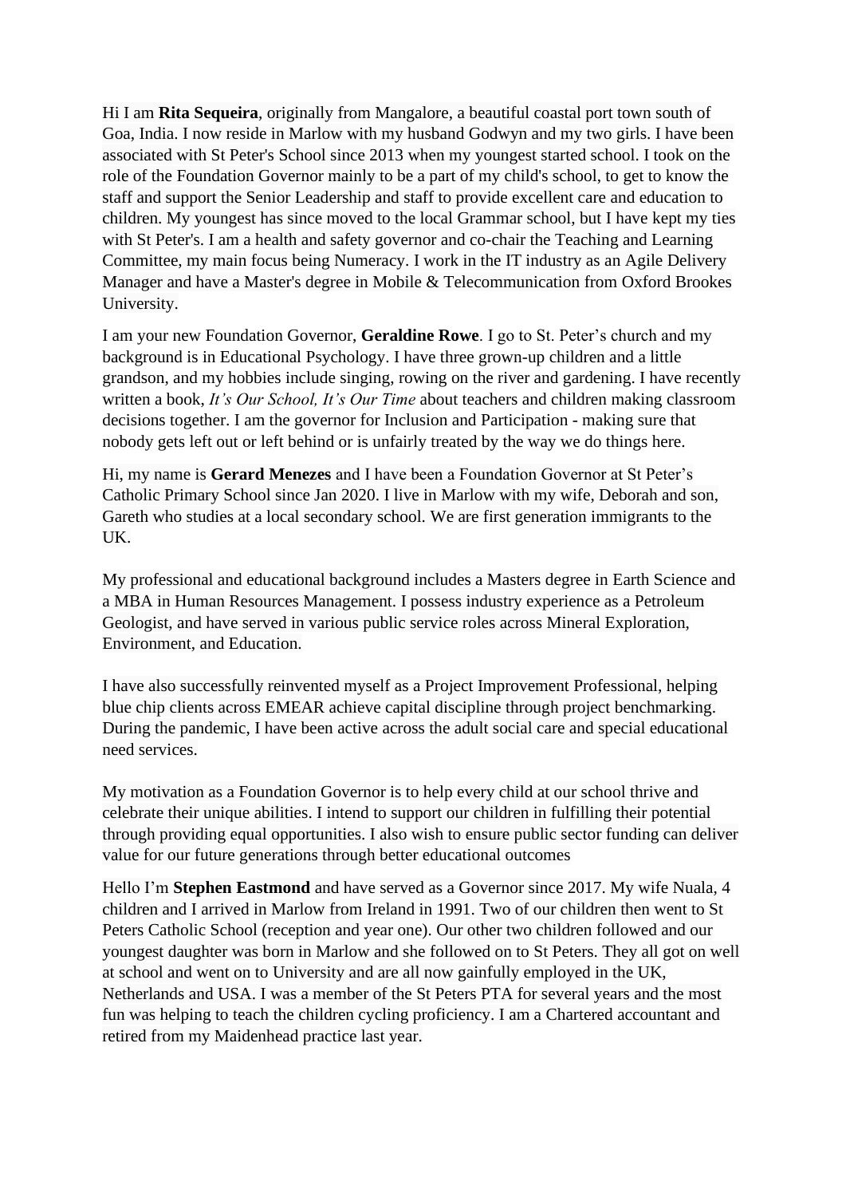Hi I am **Rita Sequeira**, originally from Mangalore, a beautiful coastal port town south of Goa, India. I now reside in Marlow with my husband Godwyn and my two girls. I have been associated with St Peter's School since 2013 when my youngest started school. I took on the role of the Foundation Governor mainly to be a part of my child's school, to get to know the staff and support the Senior Leadership and staff to provide excellent care and education to children. My youngest has since moved to the local Grammar school, but I have kept my ties with St Peter's. I am a health and safety governor and co-chair the Teaching and Learning Committee, my main focus being Numeracy. I work in the IT industry as an Agile Delivery Manager and have a Master's degree in Mobile & Telecommunication from Oxford Brookes University.

I am your new Foundation Governor, **Geraldine Rowe**. I go to St. Peter's church and my background is in Educational Psychology. I have three grown-up children and a little grandson, and my hobbies include singing, rowing on the river and gardening. I have recently written a book, *It's Our School, It's Our Time* about teachers and children making classroom decisions together. I am the governor for Inclusion and Participation - making sure that nobody gets left out or left behind or is unfairly treated by the way we do things here.

Hi, my name is **Gerard Menezes** and I have been a Foundation Governor at St Peter's Catholic Primary School since Jan 2020. I live in Marlow with my wife, Deborah and son, Gareth who studies at a local secondary school. We are first generation immigrants to the UK.

My professional and educational background includes a Masters degree in Earth Science and a MBA in Human Resources Management. I possess industry experience as a Petroleum Geologist, and have served in various public service roles across Mineral Exploration, Environment, and Education.

I have also successfully reinvented myself as a Project Improvement Professional, helping blue chip clients across EMEAR achieve capital discipline through project benchmarking. During the pandemic, I have been active across the adult social care and special educational need services.

My motivation as a Foundation Governor is to help every child at our school thrive and celebrate their unique abilities. I intend to support our children in fulfilling their potential through providing equal opportunities. I also wish to ensure public sector funding can deliver value for our future generations through better educational outcomes

Hello I'm **Stephen Eastmond** and have served as a Governor since 2017. My wife Nuala, 4 children and I arrived in Marlow from Ireland in 1991. Two of our children then went to St Peters Catholic School (reception and year one). Our other two children followed and our youngest daughter was born in Marlow and she followed on to St Peters. They all got on well at school and went on to University and are all now gainfully employed in the UK, Netherlands and USA. I was a member of the St Peters PTA for several years and the most fun was helping to teach the children cycling proficiency. I am a Chartered accountant and retired from my Maidenhead practice last year.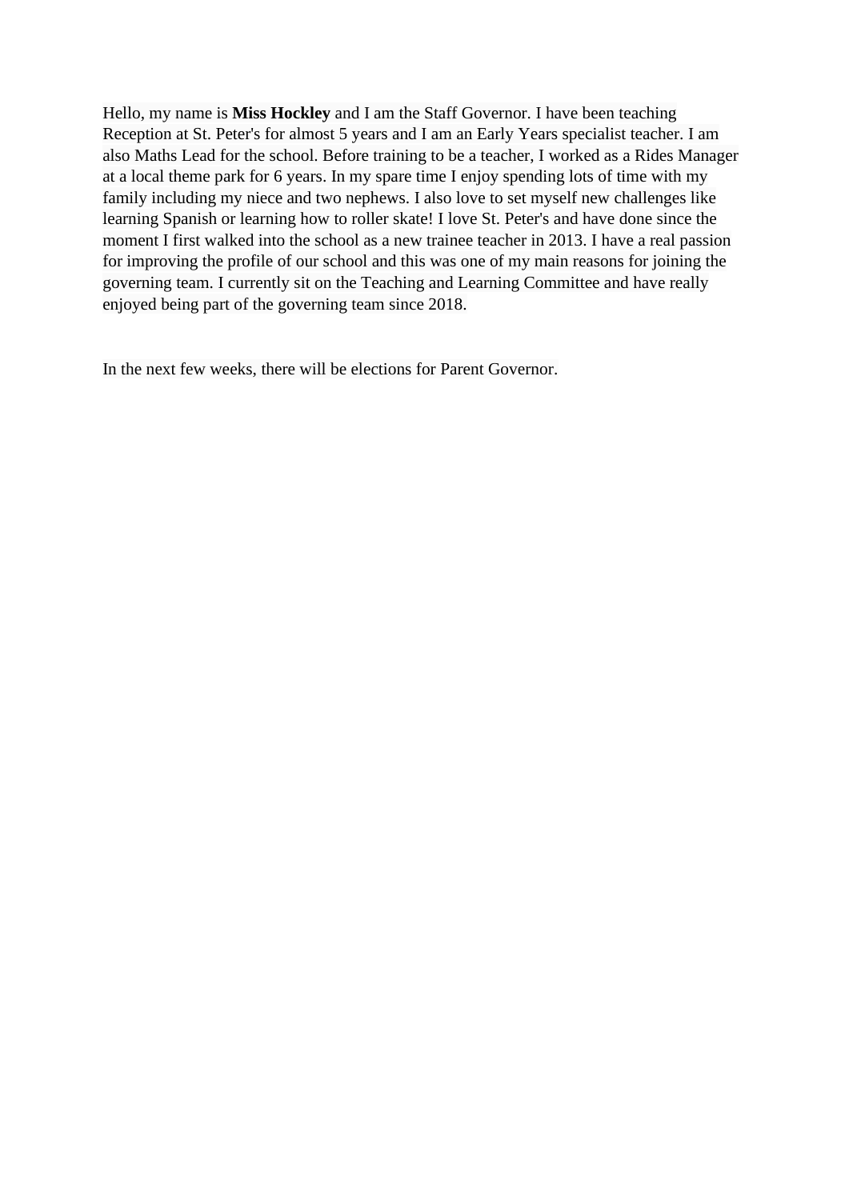Hello, my name is **Miss Hockley** and I am the Staff Governor. I have been teaching Reception at St. Peter's for almost 5 years and I am an Early Years specialist teacher. I am also Maths Lead for the school. Before training to be a teacher, I worked as a Rides Manager at a local theme park for 6 years. In my spare time I enjoy spending lots of time with my family including my niece and two nephews. I also love to set myself new challenges like learning Spanish or learning how to roller skate! I love St. Peter's and have done since the moment I first walked into the school as a new trainee teacher in 2013. I have a real passion for improving the profile of our school and this was one of my main reasons for joining the governing team. I currently sit on the Teaching and Learning Committee and have really enjoyed being part of the governing team since 2018.

In the next few weeks, there will be elections for Parent Governor.